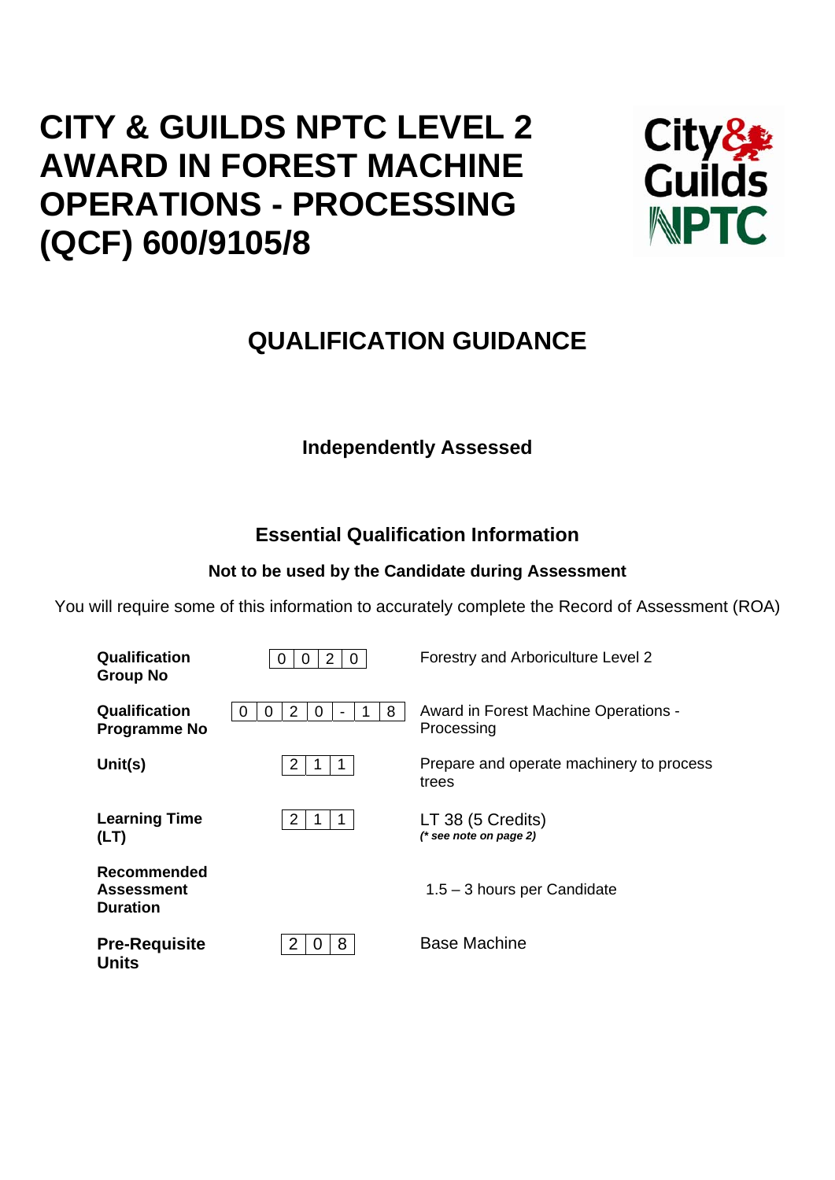# CITY & GUILDS NPTC LEVEL 2 AWARD IN FOREST MACHINE OPERATIONS - PROCESSING (QCF) 600/9105/8

## QUALIFICATION GUIDANCE

### Independently Assessed

### Essential Qualification Information

**Not to be used by the Candidate during Assessment**

You will require some of this information to accurately complete the Record of Assessment (ROA)

| | | |
|---|---|---|
| **Qualification Group No** | 0020 | Forestry and Arboriculture Level 2 |
| **Qualification Programme No** | 0020-18 | Award in Forest Machine Operations - Processing |
| **Unit(s)** | 211 | Prepare and operate machinery to process trees |
| **Learning Time (LT)** | 211 | LT 38 (5 Credits) *(* see note on page 2)* |
| **Recommended Assessment Duration** | | 1.5 – 3 hours per Candidate |
| **Pre-Requisite Units** | 208 | Base Machine |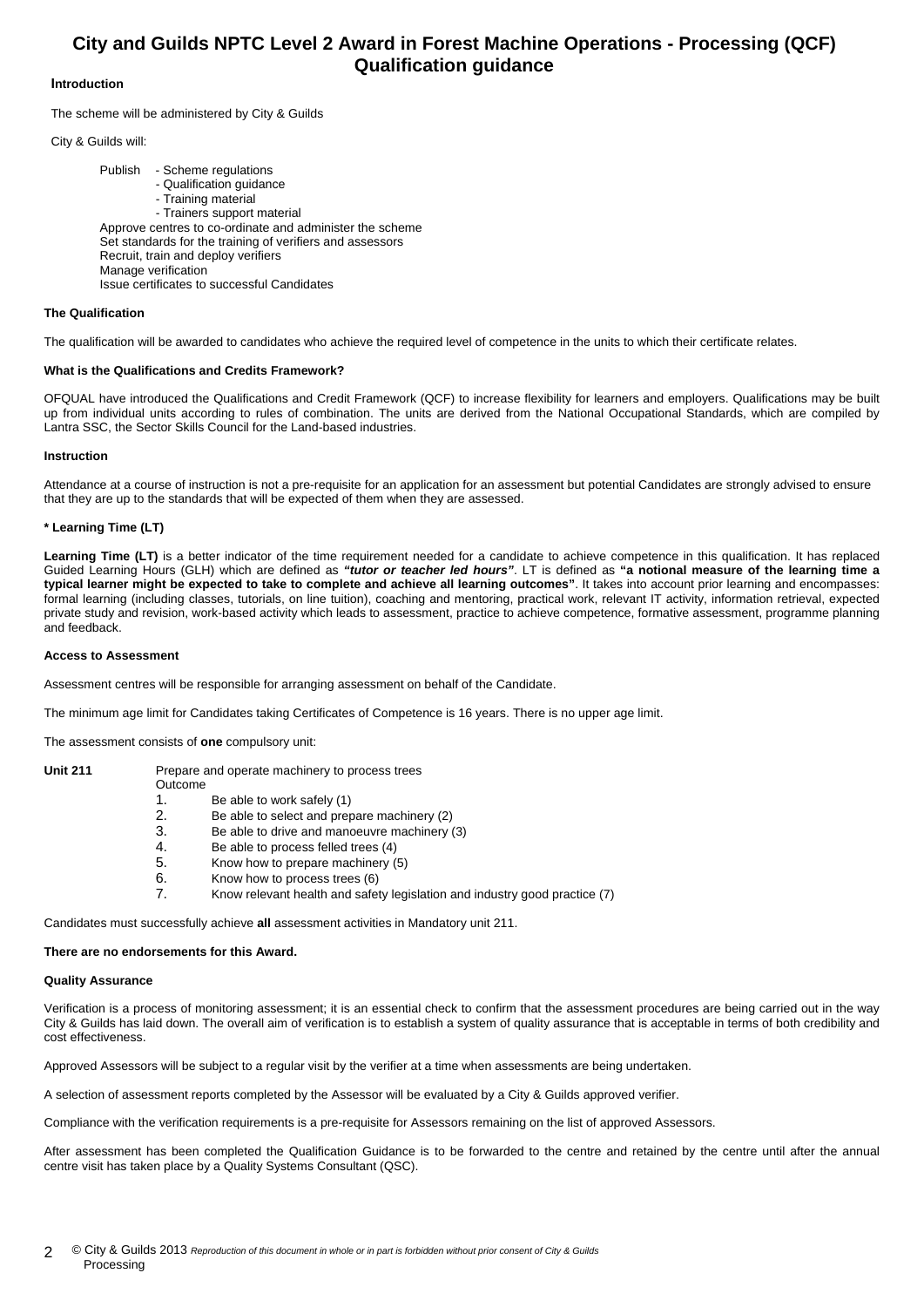# City and Guilds NPTC Level 2 Award in Forest Machine Operations - Processing (QCF) Qualification guidance

### Introduction

The scheme will be administered by City & Guilds

City & Guilds will:

- Publish
  - Scheme regulations
  - Qualification guidance
  - Training material
  - Trainers support material
- Approve centres to co-ordinate and administer the scheme
- Set standards for the training of verifiers and assessors
- Recruit, train and deploy verifiers
- Manage verification
- Issue certificates to successful Candidates

### The Qualification

The qualification will be awarded to candidates who achieve the required level of competence in the units to which their certificate relates.

### What is the Qualifications and Credits Framework?

OFQUAL have introduced the Qualifications and Credit Framework (QCF) to increase flexibility for learners and employers. Qualifications may be built up from individual units according to rules of combination. The units are derived from the National Occupational Standards, which are compiled by Lantra SSC, the Sector Skills Council for the Land-based industries.

### Instruction

Attendance at a course of instruction is not a pre-requisite for an application for an assessment but potential Candidates are strongly advised to ensure that they are up to the standards that will be expected of them when they are assessed.

### * Learning Time (LT)

**Learning Time (LT)** is a better indicator of the time requirement needed for a candidate to achieve competence in this qualification. It has replaced Guided Learning Hours (GLH) which are defined as ***"tutor or teacher led hours"***. LT is defined as **"a notional measure of the learning time a typical learner might be expected to take to complete and achieve all learning outcomes"**. It takes into account prior learning and encompasses: formal learning (including classes, tutorials, on line tuition), coaching and mentoring, practical work, relevant IT activity, information retrieval, expected private study and revision, work-based activity which leads to assessment, practice to achieve competence, formative assessment, programme planning and feedback.

### Access to Assessment

Assessment centres will be responsible for arranging assessment on behalf of the Candidate.

The minimum age limit for Candidates taking Certificates of Competence is 16 years. There is no upper age limit.

The assessment consists of **one** compulsory unit:

**Unit 211** Prepare and operate machinery to process trees

Outcome

1. Be able to work safely (1)
2. Be able to select and prepare machinery (2)
3. Be able to drive and manoeuvre machinery (3)
4. Be able to process felled trees (4)
5. Know how to prepare machinery (5)
6. Know how to process trees (6)
7. Know relevant health and safety legislation and industry good practice (7)

Candidates must successfully achieve **all** assessment activities in Mandatory unit 211.

**There are no endorsements for this Award.**

### Quality Assurance

Verification is a process of monitoring assessment; it is an essential check to confirm that the assessment procedures are being carried out in the way City & Guilds has laid down. The overall aim of verification is to establish a system of quality assurance that is acceptable in terms of both credibility and cost effectiveness.

Approved Assessors will be subject to a regular visit by the verifier at a time when assessments are being undertaken.

A selection of assessment reports completed by the Assessor will be evaluated by a City & Guilds approved verifier.

Compliance with the verification requirements is a pre-requisite for Assessors remaining on the list of approved Assessors.

After assessment has been completed the Qualification Guidance is to be forwarded to the centre and retained by the centre until after the annual centre visit has taken place by a Quality Systems Consultant (QSC).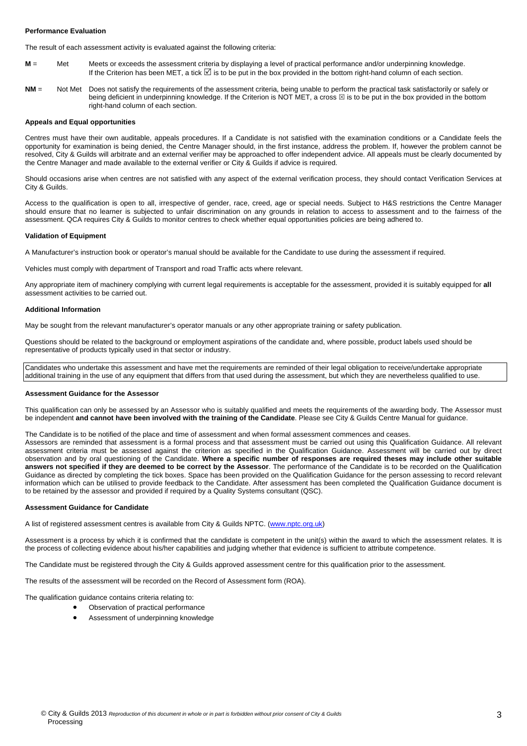**Performance Evaluation**

The result of each assessment activity is evaluated against the following criteria:

**M** = Met — Meets or exceeds the assessment criteria by displaying a level of practical performance and/or underpinning knowledge. If the Criterion has been MET, a tick ☑ is to be put in the box provided in the bottom right-hand column of each section.

**NM** = Not Met — Does not satisfy the requirements of the assessment criteria, being unable to perform the practical task satisfactorily or safely or being deficient in underpinning knowledge. If the Criterion is NOT MET, a cross ☒ is to be put in the box provided in the bottom right-hand column of each section.

**Appeals and Equal opportunities**

Centres must have their own auditable, appeals procedures. If a Candidate is not satisfied with the examination conditions or a Candidate feels the opportunity for examination is being denied, the Centre Manager should, in the first instance, address the problem. If, however the problem cannot be resolved, City & Guilds will arbitrate and an external verifier may be approached to offer independent advice. All appeals must be clearly documented by the Centre Manager and made available to the external verifier or City & Guilds if advice is required.

Should occasions arise when centres are not satisfied with any aspect of the external verification process, they should contact Verification Services at City & Guilds.

Access to the qualification is open to all, irrespective of gender, race, creed, age or special needs. Subject to H&S restrictions the Centre Manager should ensure that no learner is subjected to unfair discrimination on any grounds in relation to access to assessment and to the fairness of the assessment. QCA requires City & Guilds to monitor centres to check whether equal opportunities policies are being adhered to.

**Validation of Equipment**

A Manufacturer's instruction book or operator's manual should be available for the Candidate to use during the assessment if required.

Vehicles must comply with department of Transport and road Traffic acts where relevant.

Any appropriate item of machinery complying with current legal requirements is acceptable for the assessment, provided it is suitably equipped for **all** assessment activities to be carried out.

**Additional Information**

May be sought from the relevant manufacturer's operator manuals or any other appropriate training or safety publication.

Questions should be related to the background or employment aspirations of the candidate and, where possible, product labels used should be representative of products typically used in that sector or industry.

Candidates who undertake this assessment and have met the requirements are reminded of their legal obligation to receive/undertake appropriate additional training in the use of any equipment that differs from that used during the assessment, but which they are nevertheless qualified to use.

**Assessment Guidance for the Assessor**

This qualification can only be assessed by an Assessor who is suitably qualified and meets the requirements of the awarding body. The Assessor must be independent **and cannot have been involved with the training of the Candidate**. Please see City & Guilds Centre Manual for guidance.

The Candidate is to be notified of the place and time of assessment and when formal assessment commences and ceases.
Assessors are reminded that assessment is a formal process and that assessment must be carried out using this Qualification Guidance. All relevant assessment criteria must be assessed against the criterion as specified in the Qualification Guidance. Assessment will be carried out by direct observation and by oral questioning of the Candidate. **Where a specific number of responses are required theses may include other suitable answers not specified if they are deemed to be correct by the Assessor**. The performance of the Candidate is to be recorded on the Qualification Guidance as directed by completing the tick boxes. Space has been provided on the Qualification Guidance for the person assessing to record relevant information which can be utilised to provide feedback to the Candidate. After assessment has been completed the Qualification Guidance document is to be retained by the assessor and provided if required by a Quality Systems consultant (QSC).

**Assessment Guidance for Candidate**

A list of registered assessment centres is available from City & Guilds NPTC. (www.nptc.org.uk)

Assessment is a process by which it is confirmed that the candidate is competent in the unit(s) within the award to which the assessment relates. It is the process of collecting evidence about his/her capabilities and judging whether that evidence is sufficient to attribute competence.

The Candidate must be registered through the City & Guilds approved assessment centre for this qualification prior to the assessment.

The results of the assessment will be recorded on the Record of Assessment form (ROA).

The qualification guidance contains criteria relating to:

- Observation of practical performance
- Assessment of underpinning knowledge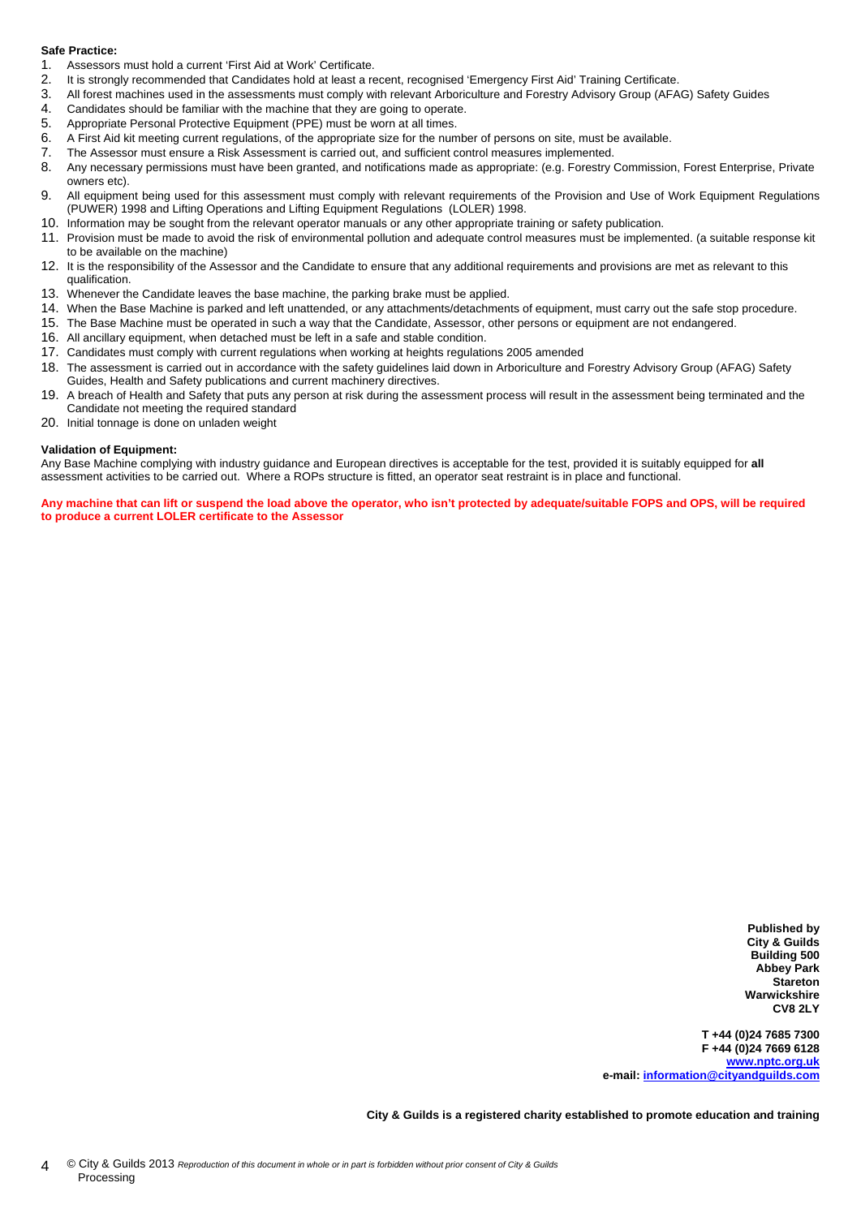**Safe Practice:**

1. Assessors must hold a current 'First Aid at Work' Certificate.
2. It is strongly recommended that Candidates hold at least a recent, recognised 'Emergency First Aid' Training Certificate.
3. All forest machines used in the assessments must comply with relevant Arboriculture and Forestry Advisory Group (AFAG) Safety Guides
4. Candidates should be familiar with the machine that they are going to operate.
5. Appropriate Personal Protective Equipment (PPE) must be worn at all times.
6. A First Aid kit meeting current regulations, of the appropriate size for the number of persons on site, must be available.
7. The Assessor must ensure a Risk Assessment is carried out, and sufficient control measures implemented.
8. Any necessary permissions must have been granted, and notifications made as appropriate: (e.g. Forestry Commission, Forest Enterprise, Private owners etc).
9. All equipment being used for this assessment must comply with relevant requirements of the Provision and Use of Work Equipment Regulations (PUWER) 1998 and Lifting Operations and Lifting Equipment Regulations (LOLER) 1998.
10. Information may be sought from the relevant operator manuals or any other appropriate training or safety publication.
11. Provision must be made to avoid the risk of environmental pollution and adequate control measures must be implemented. (a suitable response kit to be available on the machine)
12. It is the responsibility of the Assessor and the Candidate to ensure that any additional requirements and provisions are met as relevant to this qualification.
13. Whenever the Candidate leaves the base machine, the parking brake must be applied.
14. When the Base Machine is parked and left unattended, or any attachments/detachments of equipment, must carry out the safe stop procedure.
15. The Base Machine must be operated in such a way that the Candidate, Assessor, other persons or equipment are not endangered.
16. All ancillary equipment, when detached must be left in a safe and stable condition.
17. Candidates must comply with current regulations when working at heights regulations 2005 amended
18. The assessment is carried out in accordance with the safety guidelines laid down in Arboriculture and Forestry Advisory Group (AFAG) Safety Guides, Health and Safety publications and current machinery directives.
19. A breach of Health and Safety that puts any person at risk during the assessment process will result in the assessment being terminated and the Candidate not meeting the required standard
20. Initial tonnage is done on unladen weight

**Validation of Equipment:**

Any Base Machine complying with industry guidance and European directives is acceptable for the test, provided it is suitably equipped for **all** assessment activities to be carried out. Where a ROPs structure is fitted, an operator seat restraint is in place and functional.

**Any machine that can lift or suspend the load above the operator, who isn't protected by adequate/suitable FOPS and OPS, will be required to produce a current LOLER certificate to the Assessor**

**Published by**
**City & Guilds**
**Building 500**
**Abbey Park**
**Stareton**
**Warwickshire**
**CV8 2LY**

**T +44 (0)24 7685 7300**
**F +44 (0)24 7669 6128**
**[www.nptc.org.uk](www.nptc.org.uk)**
**e-mail: [information@cityandguilds.com](mailto:information@cityandguilds.com)**

**City & Guilds is a registered charity established to promote education and training**

© City & Guilds 2013 *Reproduction of this document in whole or in part is forbidden without prior consent of City & Guilds*
Processing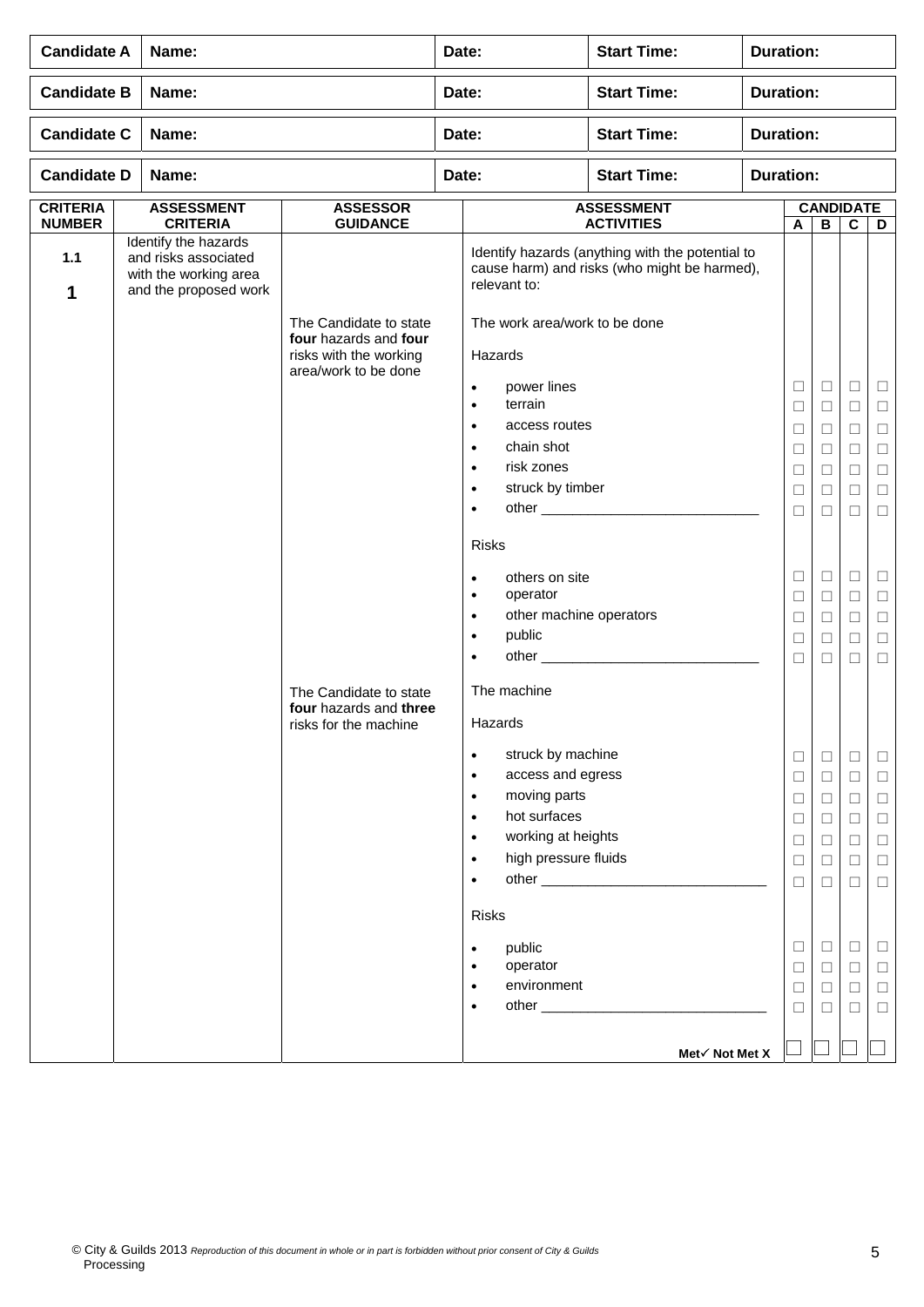| Candidate A | Name: | Date: | Start Time: | Duration: |
|---|---|---|---|---|

| Candidate B | Name: | Date: | Start Time: | Duration: |
|---|---|---|---|---|

| Candidate C | Name: | Date: | Start Time: | Duration: |
|---|---|---|---|---|

| Candidate D | Name: | Date: | Start Time: | Duration: |
|---|---|---|---|---|

| CRITERIA NUMBER | ASSESSMENT CRITERIA | ASSESSOR GUIDANCE | ASSESSMENT ACTIVITIES | CANDIDATE A | B | C | D |
|---|---|---|---|---|---|---|---|
| 1.1<br>**1** | Identify the hazards and risks associated with the working area and the proposed work | | Identify hazards (anything with the potential to cause harm) and risks (who might be harmed), relevant to: | | | | |
| | | The Candidate to state **four** hazards and **four** risks with the working area/work to be done | The work area/work to be done | | | | |
| | | | Hazards | | | | |
| | | | • power lines | ☐ | ☐ | ☐ | ☐ |
| | | | • terrain | ☐ | ☐ | ☐ | ☐ |
| | | | • access routes | ☐ | ☐ | ☐ | ☐ |
| | | | • chain shot | ☐ | ☐ | ☐ | ☐ |
| | | | • risk zones | ☐ | ☐ | ☐ | ☐ |
| | | | • struck by timber | ☐ | ☐ | ☐ | ☐ |
| | | | • other ____________________________ | ☐ | ☐ | ☐ | ☐ |
| | | | Risks | | | | |
| | | | • others on site | ☐ | ☐ | ☐ | ☐ |
| | | | • operator | ☐ | ☐ | ☐ | ☐ |
| | | | • other machine operators | ☐ | ☐ | ☐ | ☐ |
| | | | • public | ☐ | ☐ | ☐ | ☐ |
| | | | • other ____________________________ | ☐ | ☐ | ☐ | ☐ |
| | | The Candidate to state **four** hazards and **three** risks for the machine | The machine | | | | |
| | | | Hazards | | | | |
| | | | • struck by machine | ☐ | ☐ | ☐ | ☐ |
| | | | • access and egress | ☐ | ☐ | ☐ | ☐ |
| | | | • moving parts | ☐ | ☐ | ☐ | ☐ |
| | | | • hot surfaces | ☐ | ☐ | ☐ | ☐ |
| | | | • working at heights | ☐ | ☐ | ☐ | ☐ |
| | | | • high pressure fluids | ☐ | ☐ | ☐ | ☐ |
| | | | • other ____________________________ | ☐ | ☐ | ☐ | ☐ |
| | | | Risks | | | | |
| | | | • public | ☐ | ☐ | ☐ | ☐ |
| | | | • operator | ☐ | ☐ | ☐ | ☐ |
| | | | • environment | ☐ | ☐ | ☐ | ☐ |
| | | | • other ____________________________ | ☐ | ☐ | ☐ | ☐ |
| | | | **Met✓ Not Met X** | ☐ | ☐ | ☐ | ☐ |

© City & Guilds 2013 *Reproduction of this document in whole or in part is forbidden without prior consent of City & Guilds*
Processing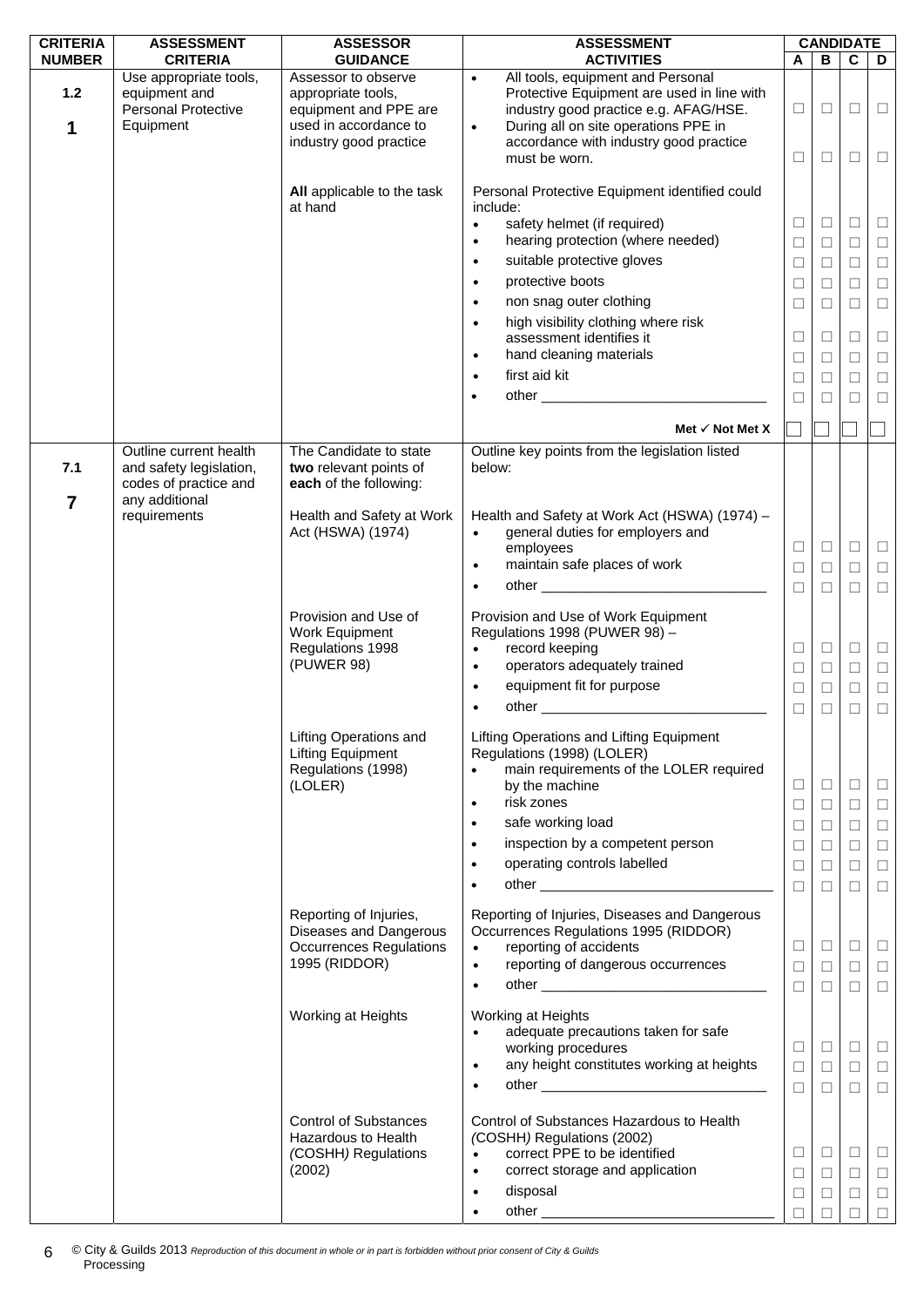| CRITERIA NUMBER | ASSESSMENT CRITERIA | ASSESSOR GUIDANCE | ASSESSMENT ACTIVITIES | CANDIDATE A | B | C | D |
|---|---|---|---|---|---|---|---|
| 1.2<br><br>**1** | Use appropriate tools, equipment and Personal Protective Equipment | Assessor to observe appropriate tools, equipment and PPE are used in accordance to industry good practice | • All tools, equipment and Personal Protective Equipment are used in line with industry good practice e.g. AFAG/HSE. | ☐ | ☐ | ☐ | ☐ |
| | | | • During all on site operations PPE in accordance with industry good practice must be worn. | ☐ | ☐ | ☐ | ☐ |
| | | **All** applicable to the task at hand | Personal Protective Equipment identified could include: | | | | |
| | | | • safety helmet (if required) | ☐ | ☐ | ☐ | ☐ |
| | | | • hearing protection (where needed) | ☐ | ☐ | ☐ | ☐ |
| | | | • suitable protective gloves | ☐ | ☐ | ☐ | ☐ |
| | | | • protective boots | ☐ | ☐ | ☐ | ☐ |
| | | | • non snag outer clothing | ☐ | ☐ | ☐ | ☐ |
| | | | • high visibility clothing where risk assessment identifies it | ☐ | ☐ | ☐ | ☐ |
| | | | • hand cleaning materials | ☐ | ☐ | ☐ | ☐ |
| | | | • first aid kit | ☐ | ☐ | ☐ | ☐ |
| | | | • other ______________________________ | ☐ | ☐ | ☐ | ☐ |
| | | | **Met ✓ Not Met X** | ☐ | ☐ | ☐ | ☐ |
| 7.1<br><br>**7** | Outline current health and safety legislation, codes of practice and any additional requirements | The Candidate to state **two** relevant points of **each** of the following: | Outline key points from the legislation listed below: | | | | |
| | | Health and Safety at Work Act (HSWA) (1974) | Health and Safety at Work Act (HSWA) (1974) – | | | | |
| | | | • general duties for employers and employees | ☐ | ☐ | ☐ | ☐ |
| | | | • maintain safe places of work | ☐ | ☐ | ☐ | ☐ |
| | | | • other ______________________________ | ☐ | ☐ | ☐ | ☐ |
| | | Provision and Use of Work Equipment Regulations 1998 (PUWER 98) | Provision and Use of Work Equipment Regulations 1998 (PUWER 98) – | | | | |
| | | | • record keeping | ☐ | ☐ | ☐ | ☐ |
| | | | • operators adequately trained | ☐ | ☐ | ☐ | ☐ |
| | | | • equipment fit for purpose | ☐ | ☐ | ☐ | ☐ |
| | | | • other ______________________________ | ☐ | ☐ | ☐ | ☐ |
| | | Lifting Operations and Lifting Equipment Regulations (1998) (LOLER) | Lifting Operations and Lifting Equipment Regulations (1998) (LOLER) | | | | |
| | | | • main requirements of the LOLER required by the machine | ☐ | ☐ | ☐ | ☐ |
| | | | • risk zones | ☐ | ☐ | ☐ | ☐ |
| | | | • safe working load | ☐ | ☐ | ☐ | ☐ |
| | | | • inspection by a competent person | ☐ | ☐ | ☐ | ☐ |
| | | | • operating controls labelled | ☐ | ☐ | ☐ | ☐ |
| | | | • other ______________________________ | ☐ | ☐ | ☐ | ☐ |
| | | Reporting of Injuries, Diseases and Dangerous Occurrences Regulations 1995 (RIDDOR) | Reporting of Injuries, Diseases and Dangerous Occurrences Regulations 1995 (RIDDOR) | | | | |
| | | | • reporting of accidents | ☐ | ☐ | ☐ | ☐ |
| | | | • reporting of dangerous occurrences | ☐ | ☐ | ☐ | ☐ |
| | | | • other ______________________________ | ☐ | ☐ | ☐ | ☐ |
| | | Working at Heights | Working at Heights | | | | |
| | | | • adequate precautions taken for safe working procedures | ☐ | ☐ | ☐ | ☐ |
| | | | • any height constitutes working at heights | ☐ | ☐ | ☐ | ☐ |
| | | | • other ______________________________ | ☐ | ☐ | ☐ | ☐ |
| | | Control of Substances Hazardous to Health (COSHH) Regulations (2002) | Control of Substances Hazardous to Health (COSHH) Regulations (2002) | | | | |
| | | | • correct PPE to be identified | ☐ | ☐ | ☐ | ☐ |
| | | | • correct storage and application | ☐ | ☐ | ☐ | ☐ |
| | | | • disposal | ☐ | ☐ | ☐ | ☐ |
| | | | • other ______________________________ | ☐ | ☐ | ☐ | ☐ |

© City & Guilds 2013 *Reproduction of this document in whole or in part is forbidden without prior consent of City & Guilds*
Processing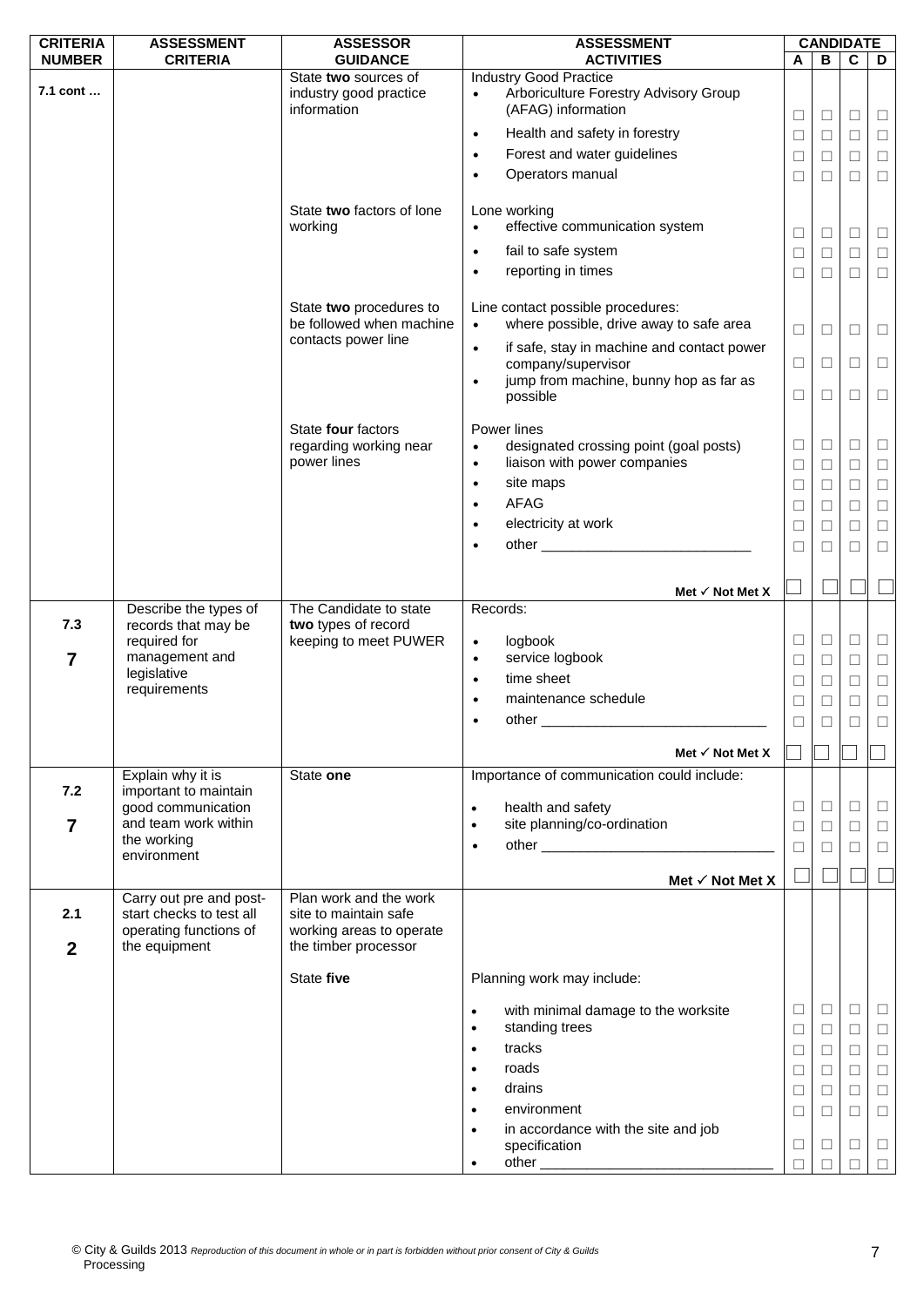| CRITERIA NUMBER | ASSESSMENT CRITERIA | ASSESSOR GUIDANCE | ASSESSMENT ACTIVITIES | CANDIDATE A | B | C | D |
|---|---|---|---|---|---|---|---|
| 7.1 cont … | | State **two** sources of industry good practice information | Industry Good Practice | | | | |
| | | | • Arboriculture Forestry Advisory Group (AFAG) information | ☐ | ☐ | ☐ | ☐ |
| | | | • Health and safety in forestry | ☐ | ☐ | ☐ | ☐ |
| | | | • Forest and water guidelines | ☐ | ☐ | ☐ | ☐ |
| | | | • Operators manual | ☐ | ☐ | ☐ | ☐ |
| | | State **two** factors of lone working | Lone working | | | | |
| | | | • effective communication system | ☐ | ☐ | ☐ | ☐ |
| | | | • fail to safe system | ☐ | ☐ | ☐ | ☐ |
| | | | • reporting in times | ☐ | ☐ | ☐ | ☐ |
| | | State **two** procedures to be followed when machine contacts power line | Line contact possible procedures: | | | | |
| | | | • where possible, drive away to safe area | ☐ | ☐ | ☐ | ☐ |
| | | | • if safe, stay in machine and contact power company/supervisor | ☐ | ☐ | ☐ | ☐ |
| | | | • jump from machine, bunny hop as far as possible | ☐ | ☐ | ☐ | ☐ |
| | | State **four** factors regarding working near power lines | Power lines | | | | |
| | | | • designated crossing point (goal posts) | ☐ | ☐ | ☐ | ☐ |
| | | | • liaison with power companies | ☐ | ☐ | ☐ | ☐ |
| | | | • site maps | ☐ | ☐ | ☐ | ☐ |
| | | | • AFAG | ☐ | ☐ | ☐ | ☐ |
| | | | • electricity at work | ☐ | ☐ | ☐ | ☐ |
| | | | • other ___________________________ | ☐ | ☐ | ☐ | ☐ |
| | | | **Met ✓ Not Met X** | ☐ | ☐ | ☐ | ☐ |
| 7.3<br>**7** | Describe the types of records that may be required for management and legislative requirements | The Candidate to state **two** types of record keeping to meet PUWER | Records: | | | | |
| | | | • logbook | ☐ | ☐ | ☐ | ☐ |
| | | | • service logbook | ☐ | ☐ | ☐ | ☐ |
| | | | • time sheet | ☐ | ☐ | ☐ | ☐ |
| | | | • maintenance schedule | ☐ | ☐ | ☐ | ☐ |
| | | | • other _____________________________ | ☐ | ☐ | ☐ | ☐ |
| | | | **Met ✓ Not Met X** | ☐ | ☐ | ☐ | ☐ |
| 7.2<br>**7** | Explain why it is important to maintain good communication and team work within the working environment | State **one** | Importance of communication could include: | | | | |
| | | | • health and safety | ☐ | ☐ | ☐ | ☐ |
| | | | • site planning/co-ordination | ☐ | ☐ | ☐ | ☐ |
| | | | • other ______________________________ | ☐ | ☐ | ☐ | ☐ |
| | | | **Met ✓ Not Met X** | ☐ | ☐ | ☐ | ☐ |
| 2.1<br>**2** | Carry out pre and post-start checks to test all operating functions of the equipment | Plan work and the work site to maintain safe working areas to operate the timber processor | | | | | |
| | | State **five** | Planning work may include: | | | | |
| | | | • with minimal damage to the worksite | ☐ | ☐ | ☐ | ☐ |
| | | | • standing trees | ☐ | ☐ | ☐ | ☐ |
| | | | • tracks | ☐ | ☐ | ☐ | ☐ |
| | | | • roads | ☐ | ☐ | ☐ | ☐ |
| | | | • drains | ☐ | ☐ | ☐ | ☐ |
| | | | • environment | ☐ | ☐ | ☐ | ☐ |
| | | | • in accordance with the site and job specification | ☐ | ☐ | ☐ | ☐ |
| | | | • other ______________________________ | ☐ | ☐ | ☐ | ☐ |

© City & Guilds 2013 *Reproduction of this document in whole or in part is forbidden without prior consent of City & Guilds*
Processing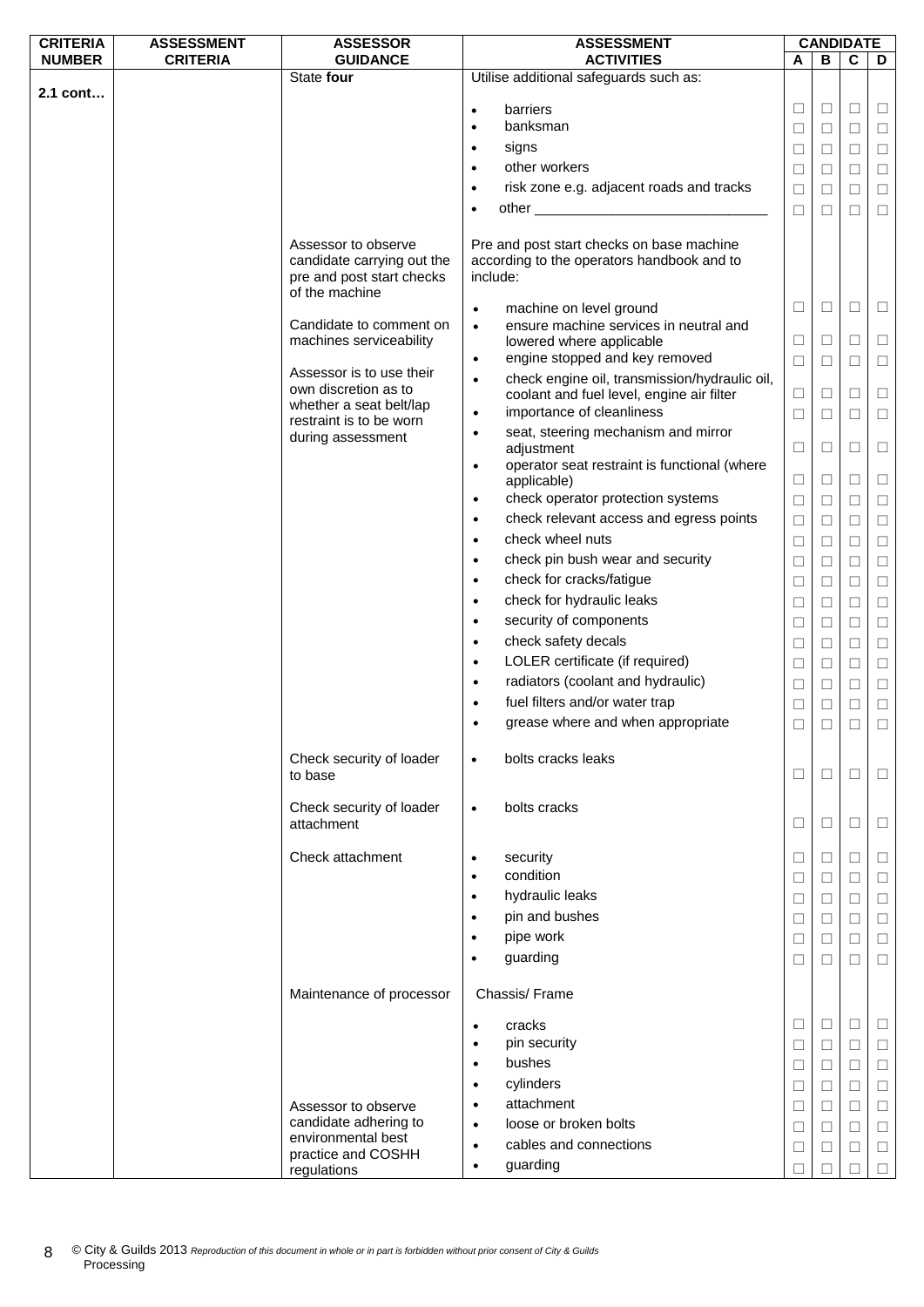| CRITERIA NUMBER | ASSESSMENT CRITERIA | ASSESSOR GUIDANCE | ASSESSMENT ACTIVITIES | CANDIDATE A | B | C | D |
|---|---|---|---|---|---|---|---|
| 2.1 cont… | | State **four** | Utilise additional safeguards such as: | | | | |
| | | | • barriers | ☐ | ☐ | ☐ | ☐ |
| | | | • banksman | ☐ | ☐ | ☐ | ☐ |
| | | | • signs | ☐ | ☐ | ☐ | ☐ |
| | | | • other workers | ☐ | ☐ | ☐ | ☐ |
| | | | • risk zone e.g. adjacent roads and tracks | ☐ | ☐ | ☐ | ☐ |
| | | | • other ______________________________ | ☐ | ☐ | ☐ | ☐ |
| | | Assessor to observe candidate carrying out the pre and post start checks of the machine | Pre and post start checks on base machine according to the operators handbook and to include: | | | | |
| | | Candidate to comment on machines serviceability | • machine on level ground | ☐ | ☐ | ☐ | ☐ |
| | | | • ensure machine services in neutral and lowered where applicable | ☐ | ☐ | ☐ | ☐ |
| | | Assessor is to use their own discretion as to whether a seat belt/lap restraint is to be worn during assessment | • engine stopped and key removed | ☐ | ☐ | ☐ | ☐ |
| | | | • check engine oil, transmission/hydraulic oil, coolant and fuel level, engine air filter | ☐ | ☐ | ☐ | ☐ |
| | | | • importance of cleanliness | ☐ | ☐ | ☐ | ☐ |
| | | | • seat, steering mechanism and mirror adjustment | ☐ | ☐ | ☐ | ☐ |
| | | | • operator seat restraint is functional (where applicable) | ☐ | ☐ | ☐ | ☐ |
| | | | • check operator protection systems | ☐ | ☐ | ☐ | ☐ |
| | | | • check relevant access and egress points | ☐ | ☐ | ☐ | ☐ |
| | | | • check wheel nuts | ☐ | ☐ | ☐ | ☐ |
| | | | • check pin bush wear and security | ☐ | ☐ | ☐ | ☐ |
| | | | • check for cracks/fatigue | ☐ | ☐ | ☐ | ☐ |
| | | | • check for hydraulic leaks | ☐ | ☐ | ☐ | ☐ |
| | | | • security of components | ☐ | ☐ | ☐ | ☐ |
| | | | • check safety decals | ☐ | ☐ | ☐ | ☐ |
| | | | • LOLER certificate (if required) | ☐ | ☐ | ☐ | ☐ |
| | | | • radiators (coolant and hydraulic) | ☐ | ☐ | ☐ | ☐ |
| | | | • fuel filters and/or water trap | ☐ | ☐ | ☐ | ☐ |
| | | | • grease where and when appropriate | ☐ | ☐ | ☐ | ☐ |
| | | Check security of loader to base | • bolts cracks leaks | ☐ | ☐ | ☐ | ☐ |
| | | Check security of loader attachment | • bolts cracks | ☐ | ☐ | ☐ | ☐ |
| | | Check attachment | • security | ☐ | ☐ | ☐ | ☐ |
| | | | • condition | ☐ | ☐ | ☐ | ☐ |
| | | | • hydraulic leaks | ☐ | ☐ | ☐ | ☐ |
| | | | • pin and bushes | ☐ | ☐ | ☐ | ☐ |
| | | | • pipe work | ☐ | ☐ | ☐ | ☐ |
| | | | • guarding | ☐ | ☐ | ☐ | ☐ |
| | | Maintenance of processor | Chassis/ Frame | | | | |
| | | | • cracks | ☐ | ☐ | ☐ | ☐ |
| | | | • pin security | ☐ | ☐ | ☐ | ☐ |
| | | | • bushes | ☐ | ☐ | ☐ | ☐ |
| | | | • cylinders | ☐ | ☐ | ☐ | ☐ |
| | | Assessor to observe candidate adhering to environmental best practice and COSHH regulations | • attachment | ☐ | ☐ | ☐ | ☐ |
| | | | • loose or broken bolts | ☐ | ☐ | ☐ | ☐ |
| | | | • cables and connections | ☐ | ☐ | ☐ | ☐ |
| | | | • guarding | ☐ | ☐ | ☐ | ☐ |

© City & Guilds 2013 *Reproduction of this document in whole or in part is forbidden without prior consent of City & Guilds*
Processing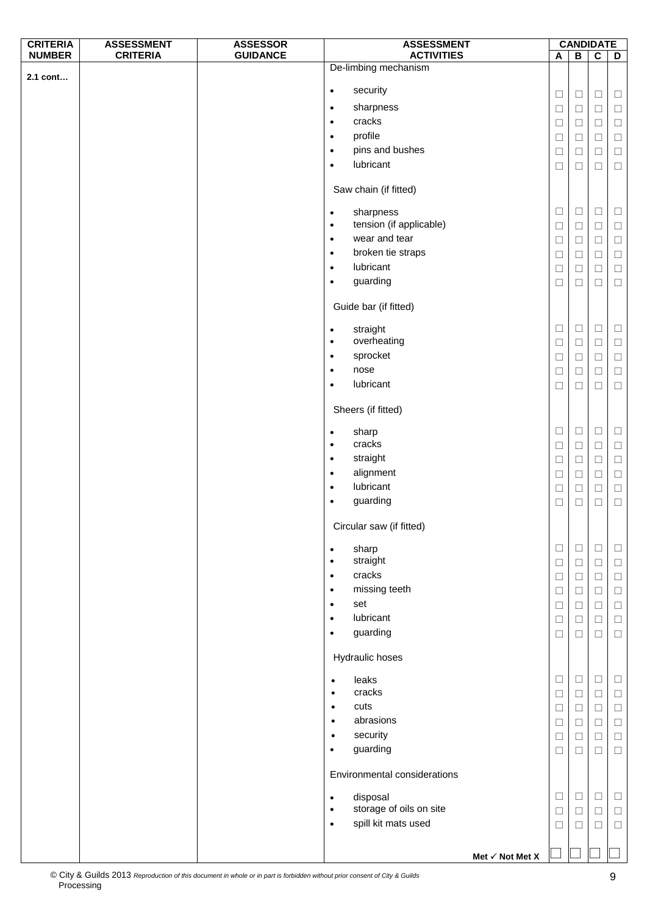| CRITERIA NUMBER | ASSESSMENT CRITERIA | ASSESSOR GUIDANCE | ASSESSMENT ACTIVITIES | CANDIDATE | | | |
|---|---|---|---|---|---|---|---|
| | | | | A | B | C | D |
| 2.1 cont… | | | De-limbing mechanism | | | | |
| | | | • security | ☐ | ☐ | ☐ | ☐ |
| | | | • sharpness | ☐ | ☐ | ☐ | ☐ |
| | | | • cracks | ☐ | ☐ | ☐ | ☐ |
| | | | • profile | ☐ | ☐ | ☐ | ☐ |
| | | | • pins and bushes | ☐ | ☐ | ☐ | ☐ |
| | | | • lubricant | ☐ | ☐ | ☐ | ☐ |
| | | | Saw chain (if fitted) | | | | |
| | | | • sharpness | ☐ | ☐ | ☐ | ☐ |
| | | | • tension (if applicable) | ☐ | ☐ | ☐ | ☐ |
| | | | • wear and tear | ☐ | ☐ | ☐ | ☐ |
| | | | • broken tie straps | ☐ | ☐ | ☐ | ☐ |
| | | | • lubricant | ☐ | ☐ | ☐ | ☐ |
| | | | • guarding | ☐ | ☐ | ☐ | ☐ |
| | | | Guide bar (if fitted) | | | | |
| | | | • straight | ☐ | ☐ | ☐ | ☐ |
| | | | • overheating | ☐ | ☐ | ☐ | ☐ |
| | | | • sprocket | ☐ | ☐ | ☐ | ☐ |
| | | | • nose | ☐ | ☐ | ☐ | ☐ |
| | | | • lubricant | ☐ | ☐ | ☐ | ☐ |
| | | | Sheers (if fitted) | | | | |
| | | | • sharp | ☐ | ☐ | ☐ | ☐ |
| | | | • cracks | ☐ | ☐ | ☐ | ☐ |
| | | | • straight | ☐ | ☐ | ☐ | ☐ |
| | | | • alignment | ☐ | ☐ | ☐ | ☐ |
| | | | • lubricant | ☐ | ☐ | ☐ | ☐ |
| | | | • guarding | ☐ | ☐ | ☐ | ☐ |
| | | | Circular saw (if fitted) | | | | |
| | | | • sharp | ☐ | ☐ | ☐ | ☐ |
| | | | • straight | ☐ | ☐ | ☐ | ☐ |
| | | | • cracks | ☐ | ☐ | ☐ | ☐ |
| | | | • missing teeth | ☐ | ☐ | ☐ | ☐ |
| | | | • set | ☐ | ☐ | ☐ | ☐ |
| | | | • lubricant | ☐ | ☐ | ☐ | ☐ |
| | | | • guarding | ☐ | ☐ | ☐ | ☐ |
| | | | Hydraulic hoses | | | | |
| | | | • leaks | ☐ | ☐ | ☐ | ☐ |
| | | | • cracks | ☐ | ☐ | ☐ | ☐ |
| | | | • cuts | ☐ | ☐ | ☐ | ☐ |
| | | | • abrasions | ☐ | ☐ | ☐ | ☐ |
| | | | • security | ☐ | ☐ | ☐ | ☐ |
| | | | • guarding | ☐ | ☐ | ☐ | ☐ |
| | | | Environmental considerations | | | | |
| | | | • disposal | ☐ | ☐ | ☐ | ☐ |
| | | | • storage of oils on site | ☐ | ☐ | ☐ | ☐ |
| | | | • spill kit mats used | ☐ | ☐ | ☐ | ☐ |
| | | | **Met ✓ Not Met X** | ☐ | ☐ | ☐ | ☐ |

© City & Guilds 2013 *Reproduction of this document in whole or in part is forbidden without prior consent of City & Guilds*
Processing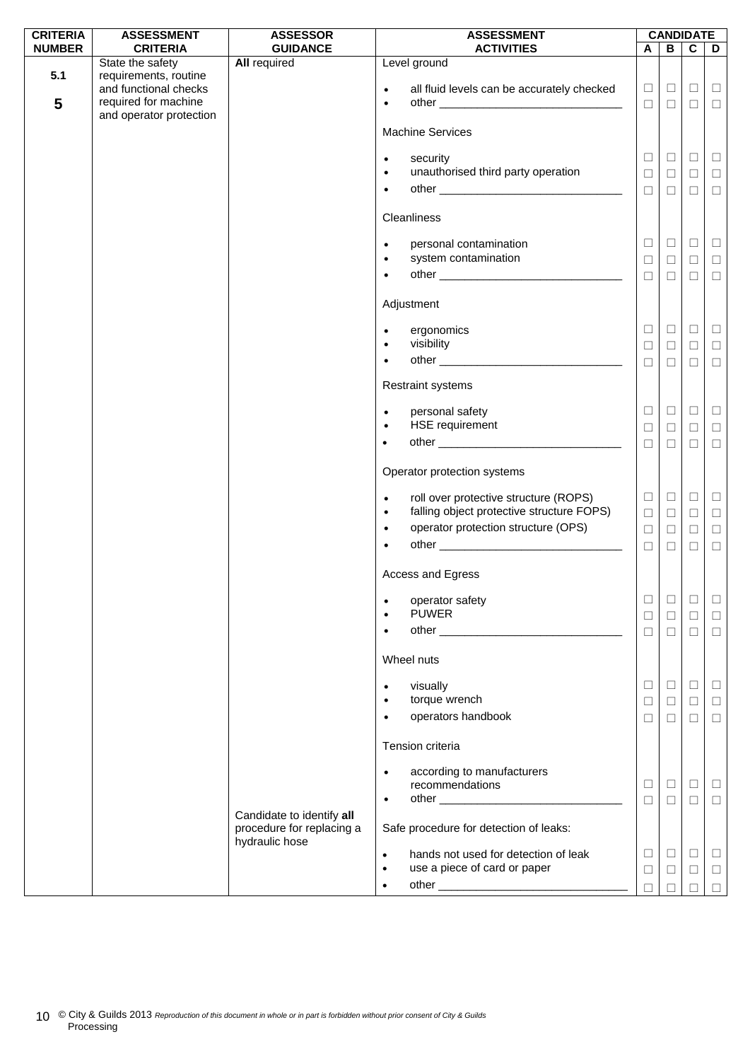| CRITERIA NUMBER | ASSESSMENT CRITERIA | ASSESSOR GUIDANCE | ASSESSMENT ACTIVITIES | CANDIDATE | | | |
|---|---|---|---|---|---|---|---|
| | | | | A | B | C | D |
| 5.1<br><br>5 | State the safety requirements, routine and functional checks required for machine and operator protection | **All** required | Level ground | | | | |
| | | | • all fluid levels can be accurately checked | ☐ | ☐ | ☐ | ☐ |
| | | | • other ______________________________ | ☐ | ☐ | ☐ | ☐ |
| | | | Machine Services | | | | |
| | | | • security | ☐ | ☐ | ☐ | ☐ |
| | | | • unauthorised third party operation | ☐ | ☐ | ☐ | ☐ |
| | | | • other ______________________________ | ☐ | ☐ | ☐ | ☐ |
| | | | Cleanliness | | | | |
| | | | • personal contamination | ☐ | ☐ | ☐ | ☐ |
| | | | • system contamination | ☐ | ☐ | ☐ | ☐ |
| | | | • other ______________________________ | ☐ | ☐ | ☐ | ☐ |
| | | | Adjustment | | | | |
| | | | • ergonomics | ☐ | ☐ | ☐ | ☐ |
| | | | • visibility | ☐ | ☐ | ☐ | ☐ |
| | | | • other ______________________________ | ☐ | ☐ | ☐ | ☐ |
| | | | Restraint systems | | | | |
| | | | • personal safety | ☐ | ☐ | ☐ | ☐ |
| | | | • HSE requirement | ☐ | ☐ | ☐ | ☐ |
| | | | • other ______________________________ | ☐ | ☐ | ☐ | ☐ |
| | | | Operator protection systems | | | | |
| | | | • roll over protective structure (ROPS) | ☐ | ☐ | ☐ | ☐ |
| | | | • falling object protective structure FOPS) | ☐ | ☐ | ☐ | ☐ |
| | | | • operator protection structure (OPS) | ☐ | ☐ | ☐ | ☐ |
| | | | • other ______________________________ | ☐ | ☐ | ☐ | ☐ |
| | | | Access and Egress | | | | |
| | | | • operator safety | ☐ | ☐ | ☐ | ☐ |
| | | | • PUWER | ☐ | ☐ | ☐ | ☐ |
| | | | • other ______________________________ | ☐ | ☐ | ☐ | ☐ |
| | | | Wheel nuts | | | | |
| | | | • visually | ☐ | ☐ | ☐ | ☐ |
| | | | • torque wrench | ☐ | ☐ | ☐ | ☐ |
| | | | • operators handbook | ☐ | ☐ | ☐ | ☐ |
| | | | Tension criteria | | | | |
| | | | • according to manufacturers recommendations | ☐ | ☐ | ☐ | ☐ |
| | | | • other ______________________________ | ☐ | ☐ | ☐ | ☐ |
| | | Candidate to identify **all** procedure for replacing a hydraulic hose | Safe procedure for detection of leaks: | | | | |
| | | | • hands not used for detection of leak | ☐ | ☐ | ☐ | ☐ |
| | | | • use a piece of card or paper | ☐ | ☐ | ☐ | ☐ |
| | | | • other ______________________________ | ☐ | ☐ | ☐ | ☐ |

© City & Guilds 2013 *Reproduction of this document in whole or in part is forbidden without prior consent of City & Guilds*
Processing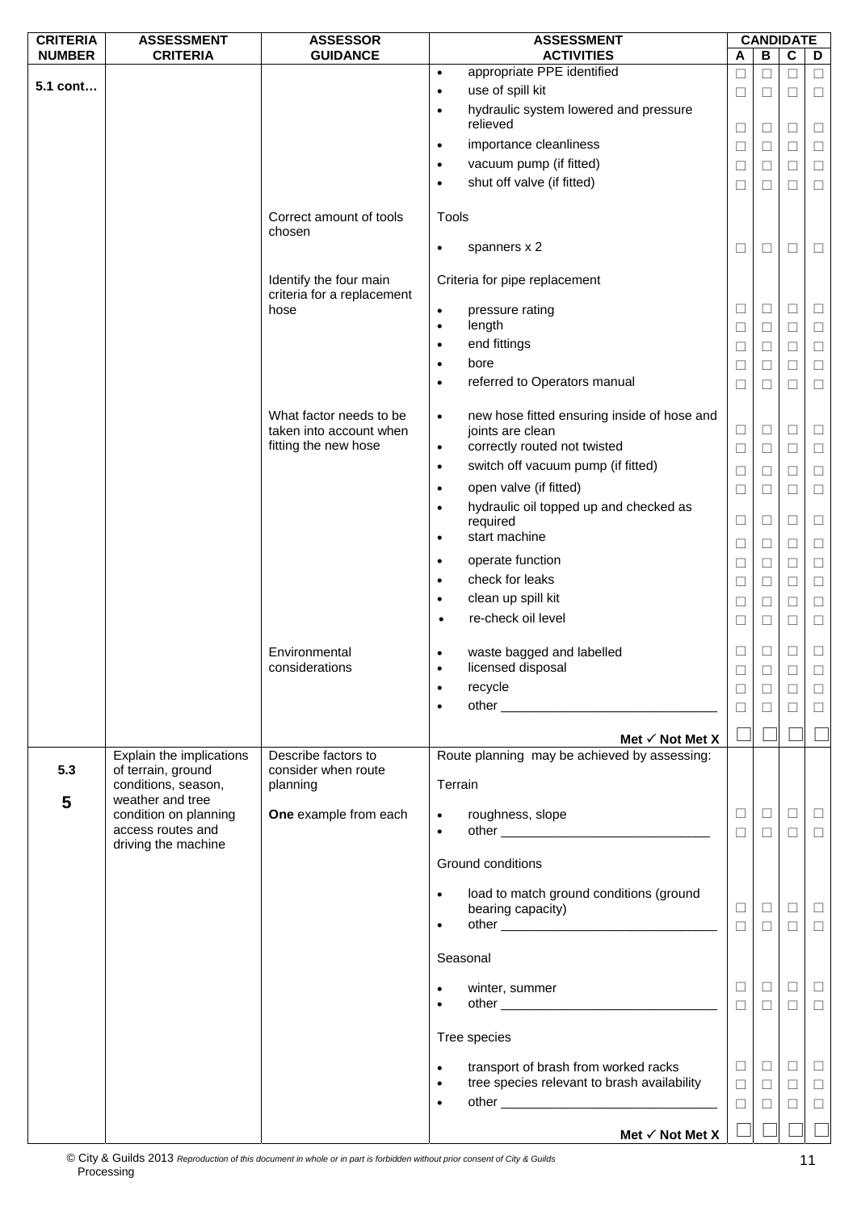| CRITERIA NUMBER | ASSESSMENT CRITERIA | ASSESSOR GUIDANCE | ASSESSMENT ACTIVITIES | CANDIDATE A | B | C | D |
|---|---|---|---|---|---|---|---|
| 5.1 cont… | | | • appropriate PPE identified | ☐ | ☐ | ☐ | ☐ |
| | | | • use of spill kit | ☐ | ☐ | ☐ | ☐ |
| | | | • hydraulic system lowered and pressure relieved | ☐ | ☐ | ☐ | ☐ |
| | | | • importance cleanliness | ☐ | ☐ | ☐ | ☐ |
| | | | • vacuum pump (if fitted) | ☐ | ☐ | ☐ | ☐ |
| | | | • shut off valve (if fitted) | ☐ | ☐ | ☐ | ☐ |
| | | Correct amount of tools chosen | Tools | | | | |
| | | | • spanners x 2 | ☐ | ☐ | ☐ | ☐ |
| | | Identify the four main criteria for a replacement hose | Criteria for pipe replacement | | | | |
| | | | • pressure rating | ☐ | ☐ | ☐ | ☐ |
| | | | • length | ☐ | ☐ | ☐ | ☐ |
| | | | • end fittings | ☐ | ☐ | ☐ | ☐ |
| | | | • bore | ☐ | ☐ | ☐ | ☐ |
| | | | • referred to Operators manual | ☐ | ☐ | ☐ | ☐ |
| | | What factor needs to be taken into account when fitting the new hose | • new hose fitted ensuring inside of hose and joints are clean | ☐ | ☐ | ☐ | ☐ |
| | | | • correctly routed not twisted | ☐ | ☐ | ☐ | ☐ |
| | | | • switch off vacuum pump (if fitted) | ☐ | ☐ | ☐ | ☐ |
| | | | • open valve (if fitted) | ☐ | ☐ | ☐ | ☐ |
| | | | • hydraulic oil topped up and checked as required | ☐ | ☐ | ☐ | ☐ |
| | | | • start machine | ☐ | ☐ | ☐ | ☐ |
| | | | • operate function | ☐ | ☐ | ☐ | ☐ |
| | | | • check for leaks | ☐ | ☐ | ☐ | ☐ |
| | | | • clean up spill kit | ☐ | ☐ | ☐ | ☐ |
| | | | • re-check oil level | ☐ | ☐ | ☐ | ☐ |
| | | Environmental considerations | • waste bagged and labelled | ☐ | ☐ | ☐ | ☐ |
| | | | • licensed disposal | ☐ | ☐ | ☐ | ☐ |
| | | | • recycle | ☐ | ☐ | ☐ | ☐ |
| | | | • other ______________________________ | ☐ | ☐ | ☐ | ☐ |
| | | | **Met ✓ Not Met X** | ☐ | ☐ | ☐ | ☐ |
| 5.3<br><br>**5** | Explain the implications of terrain, ground conditions, season, weather and tree condition on planning access routes and driving the machine | Describe factors to consider when route planning<br><br>**One** example from each | Route planning may be achieved by assessing: | | | | |
| | | | Terrain | | | | |
| | | | • roughness, slope | ☐ | ☐ | ☐ | ☐ |
| | | | • other ______________________________ | ☐ | ☐ | ☐ | ☐ |
| | | | Ground conditions | | | | |
| | | | • load to match ground conditions (ground bearing capacity) | ☐ | ☐ | ☐ | ☐ |
| | | | • other ______________________________ | ☐ | ☐ | ☐ | ☐ |
| | | | Seasonal | | | | |
| | | | • winter, summer | ☐ | ☐ | ☐ | ☐ |
| | | | • other ______________________________ | ☐ | ☐ | ☐ | ☐ |
| | | | Tree species | | | | |
| | | | • transport of brash from worked racks | ☐ | ☐ | ☐ | ☐ |
| | | | • tree species relevant to brash availability | ☐ | ☐ | ☐ | ☐ |
| | | | • other ______________________________ | ☐ | ☐ | ☐ | ☐ |
| | | | **Met ✓ Not Met X** | ☐ | ☐ | ☐ | ☐ |

© City & Guilds 2013 *Reproduction of this document in whole or in part is forbidden without prior consent of City & Guilds*
Processing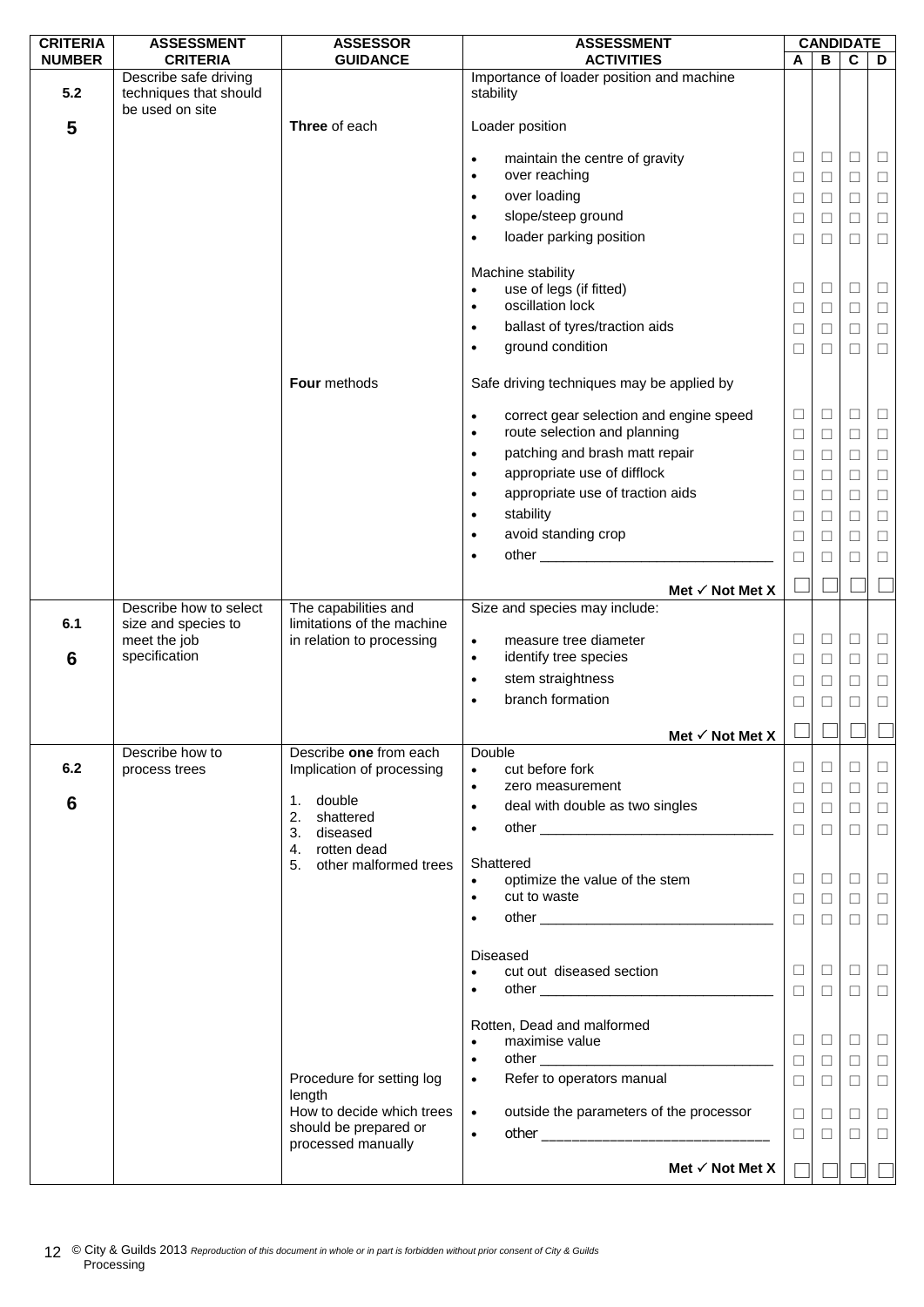| CRITERIA NUMBER | ASSESSMENT CRITERIA | ASSESSOR GUIDANCE | ASSESSMENT ACTIVITIES | CANDIDATE A | B | C | D |
|---|---|---|---|---|---|---|---|
| 5.2<br><br>5 | Describe safe driving techniques that should be used on site | | Importance of loader position and machine stability | | | | |
| | | **Three** of each | Loader position | | | | |
| | | | • maintain the centre of gravity | ☐ | ☐ | ☐ | ☐ |
| | | | • over reaching | ☐ | ☐ | ☐ | ☐ |
| | | | • over loading | ☐ | ☐ | ☐ | ☐ |
| | | | • slope/steep ground | ☐ | ☐ | ☐ | ☐ |
| | | | • loader parking position | ☐ | ☐ | ☐ | ☐ |
| | | | Machine stability | | | | |
| | | | • use of legs (if fitted) | ☐ | ☐ | ☐ | ☐ |
| | | | • oscillation lock | ☐ | ☐ | ☐ | ☐ |
| | | | • ballast of tyres/traction aids | ☐ | ☐ | ☐ | ☐ |
| | | | • ground condition | ☐ | ☐ | ☐ | ☐ |
| | | **Four** methods | Safe driving techniques may be applied by | | | | |
| | | | • correct gear selection and engine speed | ☐ | ☐ | ☐ | ☐ |
| | | | • route selection and planning | ☐ | ☐ | ☐ | ☐ |
| | | | • patching and brash matt repair | ☐ | ☐ | ☐ | ☐ |
| | | | • appropriate use of difflock | ☐ | ☐ | ☐ | ☐ |
| | | | • appropriate use of traction aids | ☐ | ☐ | ☐ | ☐ |
| | | | • stability | ☐ | ☐ | ☐ | ☐ |
| | | | • avoid standing crop | ☐ | ☐ | ☐ | ☐ |
| | | | • other ______________________________ | ☐ | ☐ | ☐ | ☐ |
| | | | **Met ✓ Not Met X** | ☐ | ☐ | ☐ | ☐ |
| 6.1<br><br>6 | Describe how to select size and species to meet the job specification | The capabilities and limitations of the machine in relation to processing | Size and species may include: | | | | |
| | | | • measure tree diameter | ☐ | ☐ | ☐ | ☐ |
| | | | • identify tree species | ☐ | ☐ | ☐ | ☐ |
| | | | • stem straightness | ☐ | ☐ | ☐ | ☐ |
| | | | • branch formation | ☐ | ☐ | ☐ | ☐ |
| | | | **Met ✓ Not Met X** | ☐ | ☐ | ☐ | ☐ |
| 6.2<br><br>6 | Describe how to process trees | Describe **one** from each Implication of processing<br><br>1. double<br>2. shattered<br>3. diseased<br>4. rotten dead<br>5. other malformed trees | Double | | | | |
| | | | • cut before fork | ☐ | ☐ | ☐ | ☐ |
| | | | • zero measurement | ☐ | ☐ | ☐ | ☐ |
| | | | • deal with double as two singles | ☐ | ☐ | ☐ | ☐ |
| | | | • other ______________________________ | ☐ | ☐ | ☐ | ☐ |
| | | | Shattered | | | | |
| | | | • optimize the value of the stem | ☐ | ☐ | ☐ | ☐ |
| | | | • cut to waste | ☐ | ☐ | ☐ | ☐ |
| | | | • other ______________________________ | ☐ | ☐ | ☐ | ☐ |
| | | | Diseased | | | | |
| | | | • cut out diseased section | ☐ | ☐ | ☐ | ☐ |
| | | | • other ______________________________ | ☐ | ☐ | ☐ | ☐ |
| | | | Rotten, Dead and malformed | | | | |
| | | | • maximise value | ☐ | ☐ | ☐ | ☐ |
| | | | • other ______________________________ | ☐ | ☐ | ☐ | ☐ |
| | | Procedure for setting log length | • Refer to operators manual | ☐ | ☐ | ☐ | ☐ |
| | | How to decide which trees should be prepared or processed manually | • outside the parameters of the processor | ☐ | ☐ | ☐ | ☐ |
| | | | • other ____________________________ | ☐ | ☐ | ☐ | ☐ |
| | | | **Met ✓ Not Met X** | ☐ | ☐ | ☐ | ☐ |

© City & Guilds 2013 *Reproduction of this document in whole or in part is forbidden without prior consent of City & Guilds*
Processing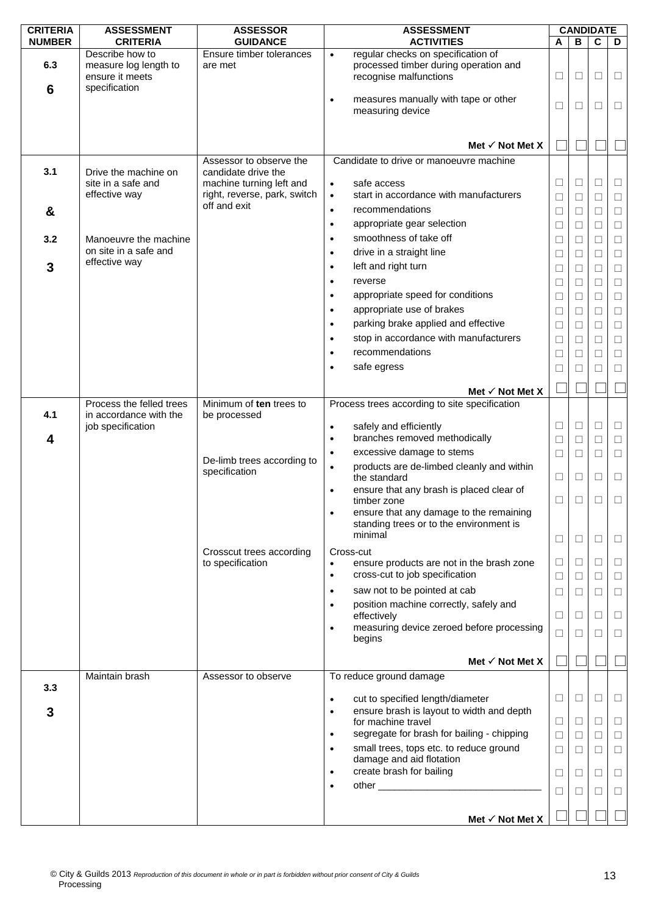| CRITERIA NUMBER | ASSESSMENT CRITERIA | ASSESSOR GUIDANCE | ASSESSMENT ACTIVITIES | CANDIDATE A | CANDIDATE B | CANDIDATE C | CANDIDATE D |
|---|---|---|---|---|---|---|---|
| 6.3<br><br>6 | Describe how to measure log length to ensure it meets specification | Ensure timber tolerances are met | • regular checks on specification of processed timber during operation and recognise malfunctions | ☐ | ☐ | ☐ | ☐ |
| | | | • measures manually with tape or other measuring device | ☐ | ☐ | ☐ | ☐ |
| | | | **Met ✓ Not Met X** | ☐ | ☐ | ☐ | ☐ |
| 3.1<br><br>&<br><br>3.2<br><br>3 | Drive the machine on site in a safe and effective way<br><br>Manoeuvre the machine on site in a safe and effective way | Assessor to observe the candidate drive the machine turning left and right, reverse, park, switch off and exit | Candidate to drive or manoeuvre machine | | | | |
| | | | • safe access | ☐ | ☐ | ☐ | ☐ |
| | | | • start in accordance with manufacturers | ☐ | ☐ | ☐ | ☐ |
| | | | • recommendations | ☐ | ☐ | ☐ | ☐ |
| | | | • appropriate gear selection | ☐ | ☐ | ☐ | ☐ |
| | | | • smoothness of take off | ☐ | ☐ | ☐ | ☐ |
| | | | • drive in a straight line | ☐ | ☐ | ☐ | ☐ |
| | | | • left and right turn | ☐ | ☐ | ☐ | ☐ |
| | | | • reverse | ☐ | ☐ | ☐ | ☐ |
| | | | • appropriate speed for conditions | ☐ | ☐ | ☐ | ☐ |
| | | | • appropriate use of brakes | ☐ | ☐ | ☐ | ☐ |
| | | | • parking brake applied and effective | ☐ | ☐ | ☐ | ☐ |
| | | | • stop in accordance with manufacturers | ☐ | ☐ | ☐ | ☐ |
| | | | • recommendations | ☐ | ☐ | ☐ | ☐ |
| | | | • safe egress | ☐ | ☐ | ☐ | ☐ |
| | | | **Met ✓ Not Met X** | ☐ | ☐ | ☐ | ☐ |
| 4.1<br><br>4 | Process the felled trees in accordance with the job specification | Minimum of **ten** trees to be processed | Process trees according to site specification | | | | |
| | | | • safely and efficiently | ☐ | ☐ | ☐ | ☐ |
| | | | • branches removed methodically | ☐ | ☐ | ☐ | ☐ |
| | | De-limb trees according to specification | • excessive damage to stems | ☐ | ☐ | ☐ | ☐ |
| | | | • products are de-limbed cleanly and within the standard | ☐ | ☐ | ☐ | ☐ |
| | | | • ensure that any brash is placed clear of timber zone | ☐ | ☐ | ☐ | ☐ |
| | | | • ensure that any damage to the remaining standing trees or to the environment is minimal | ☐ | ☐ | ☐ | ☐ |
| | | Crosscut trees according to specification | Cross-cut<br>• ensure products are not in the brash zone | ☐ | ☐ | ☐ | ☐ |
| | | | • cross-cut to job specification | ☐ | ☐ | ☐ | ☐ |
| | | | • saw not to be pointed at cab | ☐ | ☐ | ☐ | ☐ |
| | | | • position machine correctly, safely and effectively | ☐ | ☐ | ☐ | ☐ |
| | | | • measuring device zeroed before processing begins | ☐ | ☐ | ☐ | ☐ |
| | | | **Met ✓ Not Met X** | ☐ | ☐ | ☐ | ☐ |
| 3.3<br><br>3 | Maintain brash | Assessor to observe | To reduce ground damage | | | | |
| | | | • cut to specified length/diameter | ☐ | ☐ | ☐ | ☐ |
| | | | • ensure brash is layout to width and depth for machine travel | ☐ | ☐ | ☐ | ☐ |
| | | | • segregate for brash for bailing - chipping | ☐ | ☐ | ☐ | ☐ |
| | | | • small trees, tops etc. to reduce ground damage and aid flotation | ☐ | ☐ | ☐ | ☐ |
| | | | • create brash for bailing | ☐ | ☐ | ☐ | ☐ |
| | | | • other ______________________________ | ☐ | ☐ | ☐ | ☐ |
| | | | **Met ✓ Not Met X** | ☐ | ☐ | ☐ | ☐ |

© City & Guilds 2013 *Reproduction of this document in whole or in part is forbidden without prior consent of City & Guilds*
Processing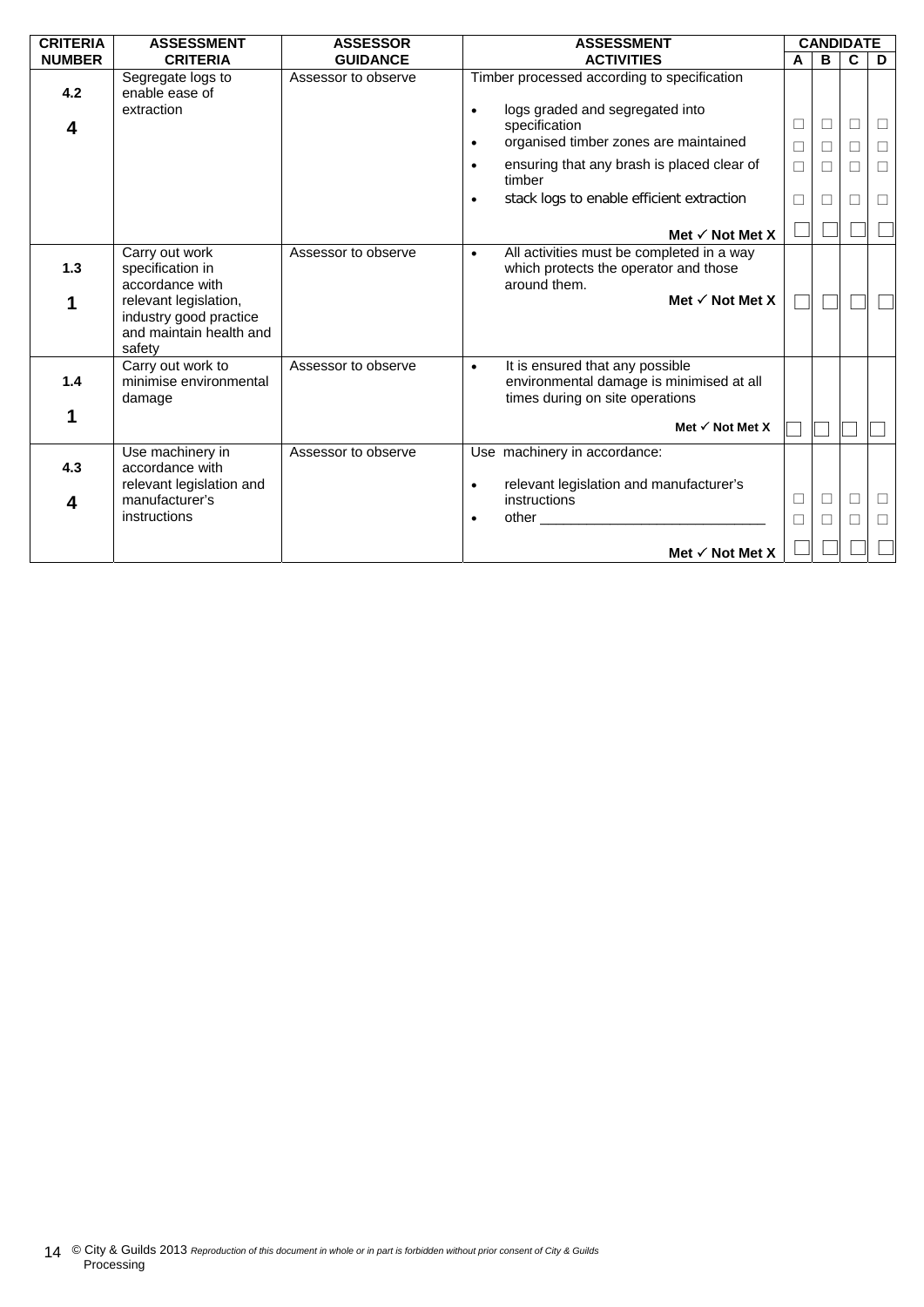| CRITERIA NUMBER | ASSESSMENT CRITERIA | ASSESSOR GUIDANCE | ASSESSMENT ACTIVITIES | CANDIDATE | | | |
|---|---|---|---|---|---|---|---|
| | | | | A | B | C | D |
| 4.2<br><br>4 | Segregate logs to enable ease of extraction | Assessor to observe | Timber processed according to specification<br><br>• logs graded and segregated into specification<br>• organised timber zones are maintained<br>• ensuring that any brash is placed clear of timber<br>• stack logs to enable efficient extraction<br><br>**Met ✓ Not Met X** | ☐<br>☐<br>☐<br>☐<br>☐ | ☐<br>☐<br>☐<br>☐<br>☐ | ☐<br>☐<br>☐<br>☐<br>☐ | ☐<br>☐<br>☐<br>☐<br>☐ |
| 1.3<br><br>1 | Carry out work specification in accordance with relevant legislation, industry good practice and maintain health and safety | Assessor to observe | • All activities must be completed in a way which protects the operator and those around them.<br><br>**Met ✓ Not Met X** | ☐ | ☐ | ☐ | ☐ |
| 1.4<br><br>1 | Carry out work to minimise environmental damage | Assessor to observe | • It is ensured that any possible environmental damage is minimised at all times during on site operations<br><br>**Met ✓ Not Met X** | ☐ | ☐ | ☐ | ☐ |
| 4.3<br><br>4 | Use machinery in accordance with relevant legislation and manufacturer's instructions | Assessor to observe | Use machinery in accordance:<br><br>• relevant legislation and manufacturer's instructions<br>• other ____________________________<br><br>**Met ✓ Not Met X** | ☐<br>☐<br>☐ | ☐<br>☐<br>☐ | ☐<br>☐<br>☐ | ☐<br>☐<br>☐ |

© City & Guilds 2013 *Reproduction of this document in whole or in part is forbidden without prior consent of City & Guilds*
Processing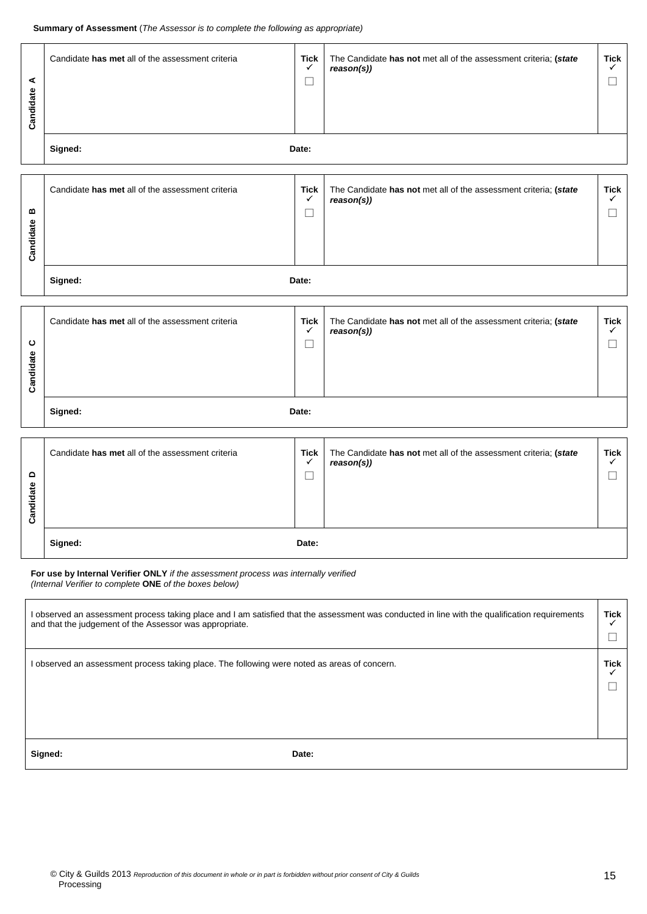**Summary of Assessment** (*The Assessor is to complete the following as appropriate*)

| | | | | |
|---|---|---|---|---|
| **Candidate A** | Candidate **has met** all of the assessment criteria | **Tick** ✓ ☐ | The Candidate **has not** met all of the assessment criteria; ***(state reason(s))*** | **Tick** ✓ ☐ |
| | **Signed:** | **Date:** | | |

| | | | | |
|---|---|---|---|---|
| **Candidate B** | Candidate **has met** all of the assessment criteria | **Tick** ✓ ☐ | The Candidate **has not** met all of the assessment criteria; ***(state reason(s))*** | **Tick** ✓ ☐ |
| | **Signed:** | **Date:** | | |

| | | | | |
|---|---|---|---|---|
| **Candidate C** | Candidate **has met** all of the assessment criteria | **Tick** ✓ ☐ | The Candidate **has not** met all of the assessment criteria; ***(state reason(s))*** | **Tick** ✓ ☐ |
| | **Signed:** | **Date:** | | |

| | | | | |
|---|---|---|---|---|
| **Candidate D** | Candidate **has met** all of the assessment criteria | **Tick** ✓ ☐ | The Candidate **has not** met all of the assessment criteria; ***(state reason(s))*** | **Tick** ✓ ☐ |
| | **Signed:** | **Date:** | | |

**For use by Internal Verifier ONLY** *if the assessment process was internally verified*
*(Internal Verifier to complete* **ONE** *of the boxes below)*

| | | |
|---|---|---|
| I observed an assessment process taking place and I am satisfied that the assessment was conducted in line with the qualification requirements and that the judgement of the Assessor was appropriate. | | **Tick** ✓ ☐ |
| I observed an assessment process taking place. The following were noted as areas of concern. | | **Tick** ✓ ☐ |
| **Signed:** | **Date:** | |

© City & Guilds 2013 *Reproduction of this document in whole or in part is forbidden without prior consent of City & Guilds*
Processing